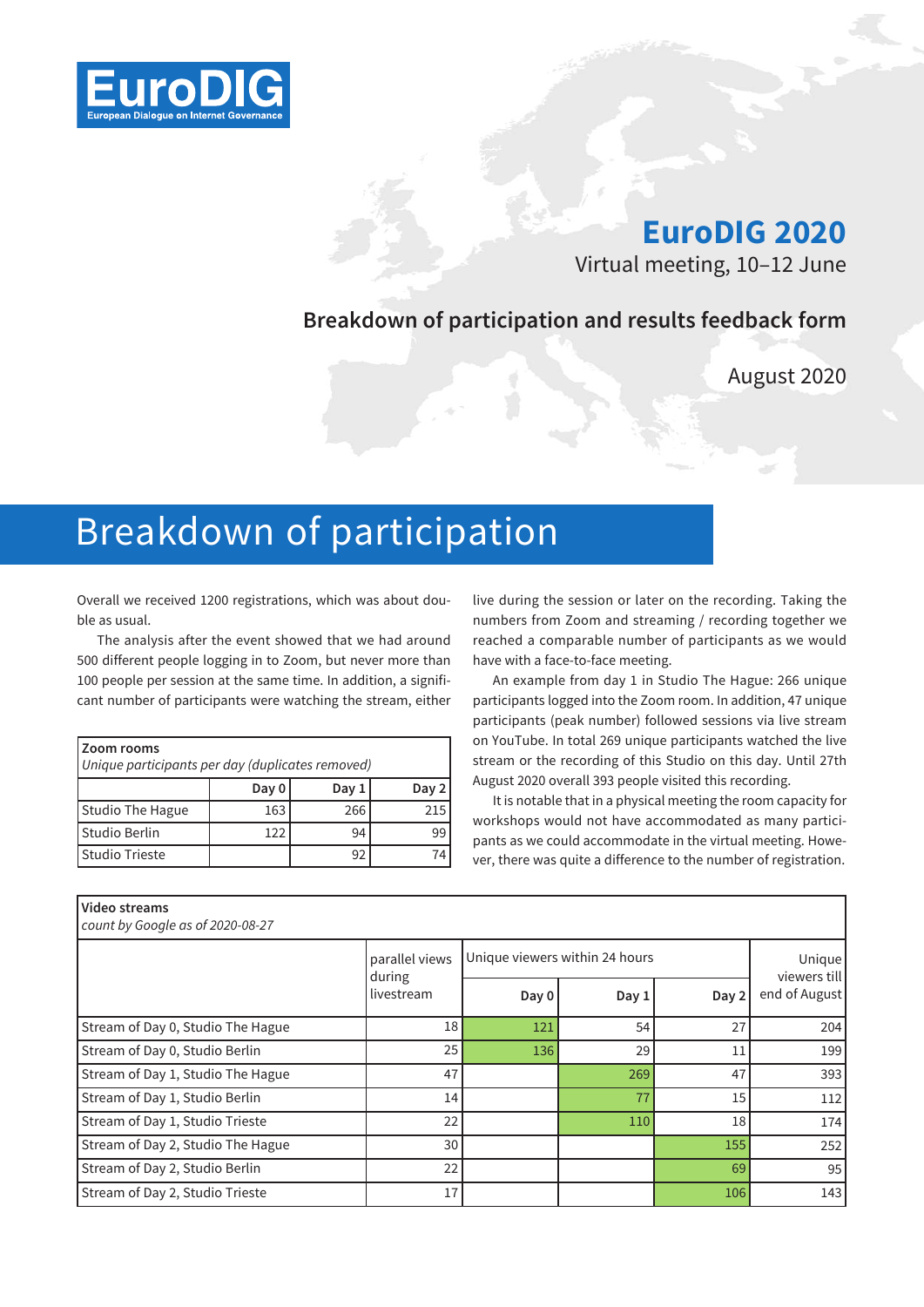EuroDIG
European Dialogue on Internet Governance

# EuroDIG 2020

Virtual meeting, 10–12 June

## Breakdown of participation and results feedback form

August 2020

# Breakdown of participation

Overall we received 1200 registrations, which was about double as usual.

The analysis after the event showed that we had around 500 different people logging in to Zoom, but never more than 100 people per session at the same time. In addition, a significant number of participants were watching the stream, either live during the session or later on the recording. Taking the numbers from Zoom and streaming / recording together we reached a comparable number of participants as we would have with a face-to-face meeting.

An example from day 1 in Studio The Hague: 266 unique participants logged into the Zoom room. In addition, 47 unique participants (peak number) followed sessions via live stream on YouTube. In total 269 unique participants watched the live stream or the recording of this Studio on this day. Until 27th August 2020 overall 393 people visited this recording.

It is notable that in a physical meeting the room capacity for workshops would not have accommodated as many participants as we could accommodate in the virtual meeting. However, there was quite a difference to the number of registration.

**Zoom rooms**
*Unique participants per day (duplicates removed)*

| | Day 0 | Day 1 | Day 2 |
|---|---|---|---|
| Studio The Hague | 163 | 266 | 215 |
| Studio Berlin | 122 | 94 | 99 |
| Studio Trieste | | 92 | 74 |

**Video streams**
*count by Google as of 2020-08-27*

| | parallel views during livestream | Unique viewers within 24 hours | | | Unique viewers till end of August |
|---|---|---|---|---|---|
| | | Day 0 | Day 1 | Day 2 | |
| Stream of Day 0, Studio The Hague | 18 | 121 | 54 | 27 | 204 |
| Stream of Day 0, Studio Berlin | 25 | 136 | 29 | 11 | 199 |
| Stream of Day 1, Studio The Hague | 47 | | 269 | 47 | 393 |
| Stream of Day 1, Studio Berlin | 14 | | 77 | 15 | 112 |
| Stream of Day 1, Studio Trieste | 22 | | 110 | 18 | 174 |
| Stream of Day 2, Studio The Hague | 30 | | | 155 | 252 |
| Stream of Day 2, Studio Berlin | 22 | | | 69 | 95 |
| Stream of Day 2, Studio Trieste | 17 | | | 106 | 143 |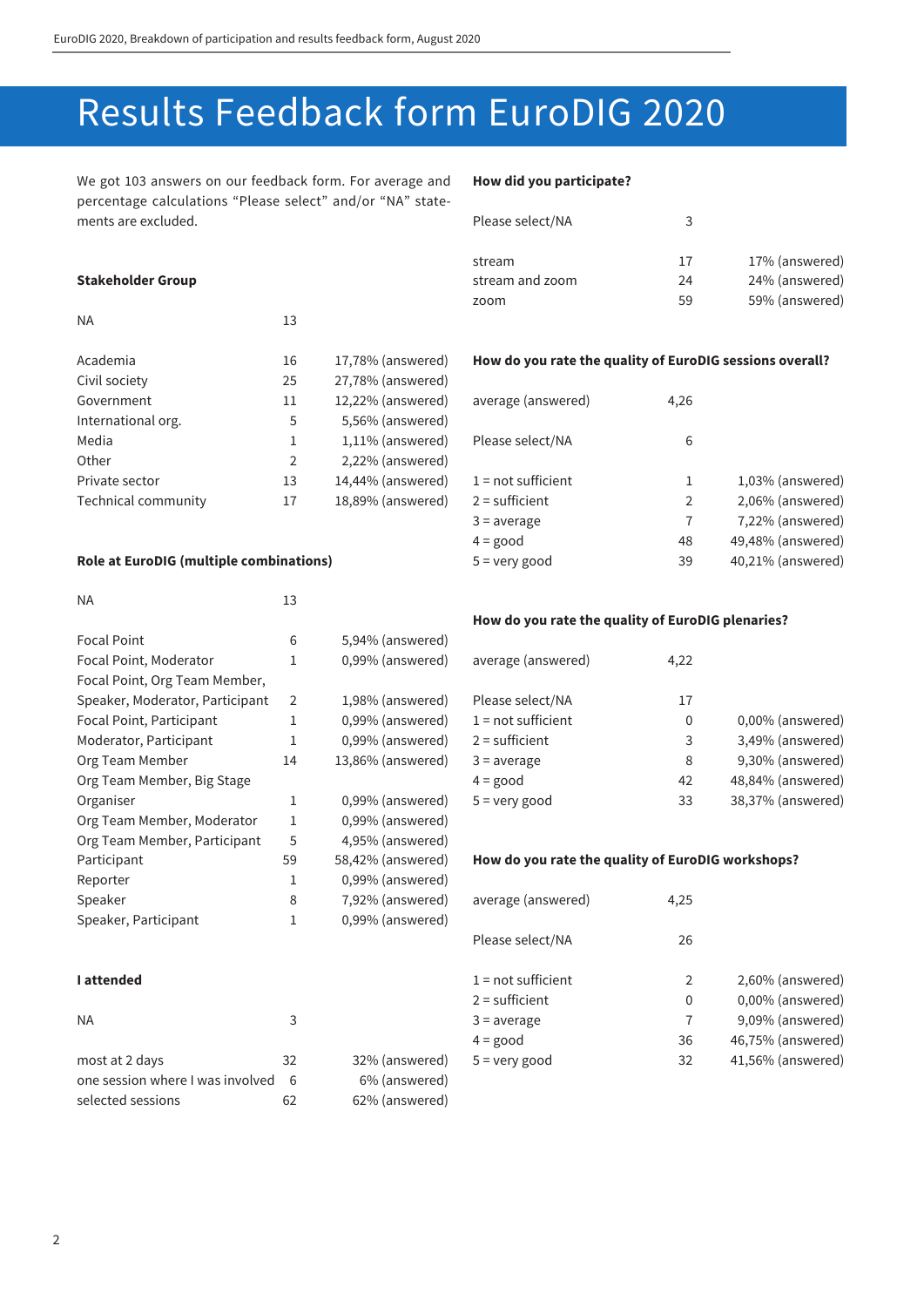# Results Feedback form EuroDIG 2020

We got 103 answers on our feedback form. For average and percentage calculations "Please select" and/or "NA" statements are excluded.

**Stakeholder Group**

| | | |
|---|---|---|
| NA | 13 | |
| Academia | 16 | 17,78% (answered) |
| Civil society | 25 | 27,78% (answered) |
| Government | 11 | 12,22% (answered) |
| International org. | 5 | 5,56% (answered) |
| Media | 1 | 1,11% (answered) |
| Other | 2 | 2,22% (answered) |
| Private sector | 13 | 14,44% (answered) |
| Technical community | 17 | 18,89% (answered) |

**Role at EuroDIG (multiple combinations)**

| | | |
|---|---|---|
| NA | 13 | |
| Focal Point | 6 | 5,94% (answered) |
| Focal Point, Moderator | 1 | 0,99% (answered) |
| Focal Point, Org Team Member, Speaker, Moderator, Participant | 2 | 1,98% (answered) |
| Focal Point, Participant | 1 | 0,99% (answered) |
| Moderator, Participant | 1 | 0,99% (answered) |
| Org Team Member | 14 | 13,86% (answered) |
| Org Team Member, Big Stage Organiser | 1 | 0,99% (answered) |
| Org Team Member, Moderator | 1 | 0,99% (answered) |
| Org Team Member, Participant | 5 | 4,95% (answered) |
| Participant | 59 | 58,42% (answered) |
| Reporter | 1 | 0,99% (answered) |
| Speaker | 8 | 7,92% (answered) |
| Speaker, Participant | 1 | 0,99% (answered) |

**I attended**

| | | |
|---|---|---|
| NA | 3 | |
| most at 2 days | 32 | 32% (answered) |
| one session where I was involved | 6 | 6% (answered) |
| selected sessions | 62 | 62% (answered) |

**How did you participate?**

| | | |
|---|---|---|
| Please select/NA | 3 | |
| stream | 17 | 17% (answered) |
| stream and zoom | 24 | 24% (answered) |
| zoom | 59 | 59% (answered) |

**How do you rate the quality of EuroDIG sessions overall?**

| | | |
|---|---|---|
| average (answered) | 4,26 | |
| Please select/NA | 6 | |
| 1 = not sufficient | 1 | 1,03% (answered) |
| 2 = sufficient | 2 | 2,06% (answered) |
| 3 = average | 7 | 7,22% (answered) |
| 4 = good | 48 | 49,48% (answered) |
| 5 = very good | 39 | 40,21% (answered) |

**How do you rate the quality of EuroDIG plenaries?**

| | | |
|---|---|---|
| average (answered) | 4,22 | |
| Please select/NA | 17 | |
| 1 = not sufficient | 0 | 0,00% (answered) |
| 2 = sufficient | 3 | 3,49% (answered) |
| 3 = average | 8 | 9,30% (answered) |
| 4 = good | 42 | 48,84% (answered) |
| 5 = very good | 33 | 38,37% (answered) |

**How do you rate the quality of EuroDIG workshops?**

| | | |
|---|---|---|
| average (answered) | 4,25 | |
| Please select/NA | 26 | |
| 1 = not sufficient | 2 | 2,60% (answered) |
| 2 = sufficient | 0 | 0,00% (answered) |
| 3 = average | 7 | 9,09% (answered) |
| 4 = good | 36 | 46,75% (answered) |
| 5 = very good | 32 | 41,56% (answered) |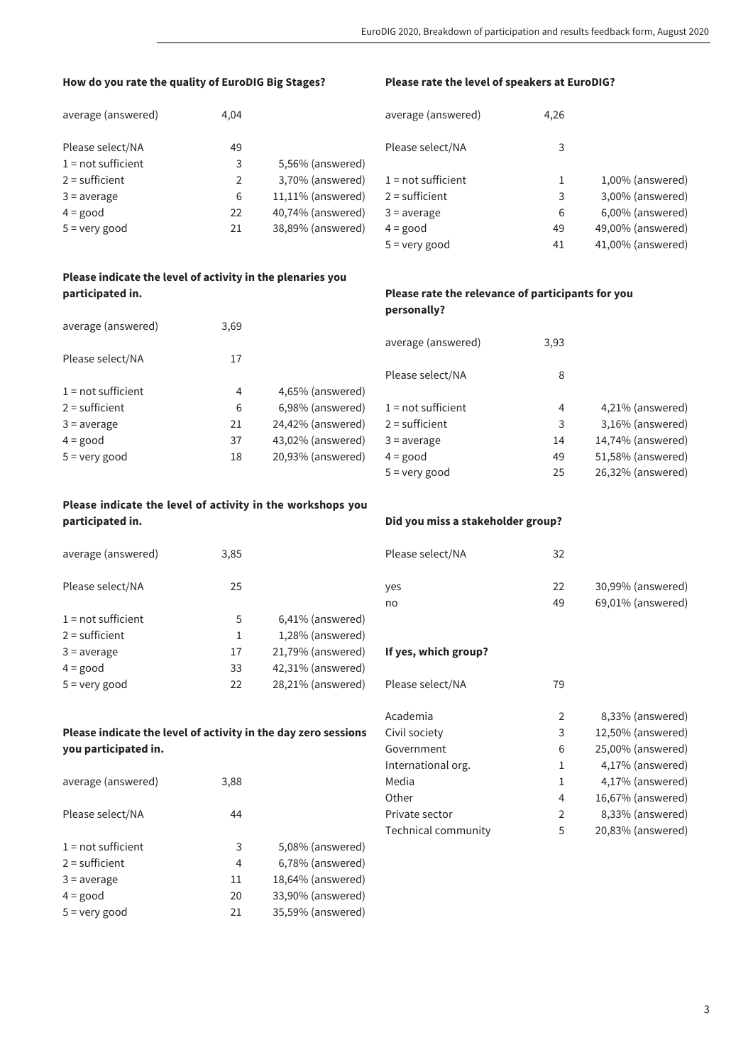#### How do you rate the quality of EuroDIG Big Stages?

| | | |
|---|---|---|
| average (answered) | 4,04 | |
| Please select/NA | 49 | |
| 1 = not sufficient | 3 | 5,56% (answered) |
| 2 = sufficient | 2 | 3,70% (answered) |
| 3 = average | 6 | 11,11% (answered) |
| 4 = good | 22 | 40,74% (answered) |
| 5 = very good | 21 | 38,89% (answered) |

#### Please indicate the level of activity in the plenaries you participated in.

| | | |
|---|---|---|
| average (answered) | 3,69 | |
| Please select/NA | 17 | |
| 1 = not sufficient | 4 | 4,65% (answered) |
| 2 = sufficient | 6 | 6,98% (answered) |
| 3 = average | 21 | 24,42% (answered) |
| 4 = good | 37 | 43,02% (answered) |
| 5 = very good | 18 | 20,93% (answered) |

#### Please indicate the level of activity in the workshops you participated in.

| | | |
|---|---|---|
| average (answered) | 3,85 | |
| Please select/NA | 25 | |
| 1 = not sufficient | 5 | 6,41% (answered) |
| 2 = sufficient | 1 | 1,28% (answered) |
| 3 = average | 17 | 21,79% (answered) |
| 4 = good | 33 | 42,31% (answered) |
| 5 = very good | 22 | 28,21% (answered) |

#### Please indicate the level of activity in the day zero sessions you participated in.

| | | |
|---|---|---|
| average (answered) | 3,88 | |
| Please select/NA | 44 | |
| 1 = not sufficient | 3 | 5,08% (answered) |
| 2 = sufficient | 4 | 6,78% (answered) |
| 3 = average | 11 | 18,64% (answered) |
| 4 = good | 20 | 33,90% (answered) |
| 5 = very good | 21 | 35,59% (answered) |

#### Please rate the level of speakers at EuroDIG?

| | | |
|---|---|---|
| average (answered) | 4,26 | |
| Please select/NA | 3 | |
| 1 = not sufficient | 1 | 1,00% (answered) |
| 2 = sufficient | 3 | 3,00% (answered) |
| 3 = average | 6 | 6,00% (answered) |
| 4 = good | 49 | 49,00% (answered) |
| 5 = very good | 41 | 41,00% (answered) |

#### Please rate the relevance of participants for you personally?

| | | |
|---|---|---|
| average (answered) | 3,93 | |
| Please select/NA | 8 | |
| 1 = not sufficient | 4 | 4,21% (answered) |
| 2 = sufficient | 3 | 3,16% (answered) |
| 3 = average | 14 | 14,74% (answered) |
| 4 = good | 49 | 51,58% (answered) |
| 5 = very good | 25 | 26,32% (answered) |

#### Did you miss a stakeholder group?

| | | |
|---|---|---|
| Please select/NA | 32 | |
| yes | 22 | 30,99% (answered) |
| no | 49 | 69,01% (answered) |

#### If yes, which group?

| | | |
|---|---|---|
| Please select/NA | 79 | |
| Academia | 2 | 8,33% (answered) |
| Civil society | 3 | 12,50% (answered) |
| Government | 6 | 25,00% (answered) |
| International org. | 1 | 4,17% (answered) |
| Media | 1 | 4,17% (answered) |
| Other | 4 | 16,67% (answered) |
| Private sector | 2 | 8,33% (answered) |
| Technical community | 5 | 20,83% (answered) |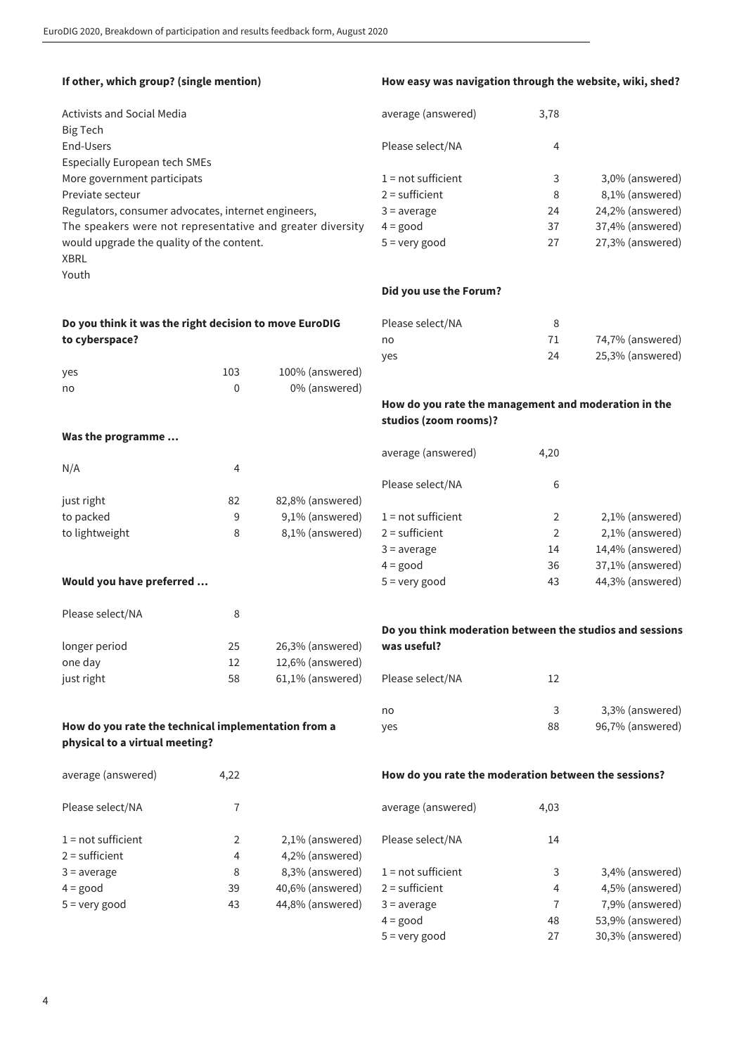### If other, which group? (single mention)

Activists and Social Media
Big Tech
End-Users
Especially European tech SMEs
More government participats
Previate secteur
Regulators, consumer advocates, internet engineers,
The speakers were not representative and greater diversity would upgrade the quality of the content.
XBRL
Youth

### Do you think it was the right decision to move EuroDIG to cyberspace?

| | | |
|---|---|---|
| yes | 103 | 100% (answered) |
| no | 0 | 0% (answered) |

### Was the programme …

| | | |
|---|---|---|
| N/A | 4 | |
| just right | 82 | 82,8% (answered) |
| to packed | 9 | 9,1% (answered) |
| to lightweight | 8 | 8,1% (answered) |

### Would you have preferred …

| | | |
|---|---|---|
| Please select/NA | 8 | |
| longer period | 25 | 26,3% (answered) |
| one day | 12 | 12,6% (answered) |
| just right | 58 | 61,1% (answered) |

### How do you rate the technical implementation from a physical to a virtual meeting?

| | | |
|---|---|---|
| average (answered) | 4,22 | |
| Please select/NA | 7 | |
| 1 = not sufficient | 2 | 2,1% (answered) |
| 2 = sufficient | 4 | 4,2% (answered) |
| 3 = average | 8 | 8,3% (answered) |
| 4 = good | 39 | 40,6% (answered) |
| 5 = very good | 43 | 44,8% (answered) |

### How easy was navigation through the website, wiki, shed?

| | | |
|---|---|---|
| average (answered) | 3,78 | |
| Please select/NA | 4 | |
| 1 = not sufficient | 3 | 3,0% (answered) |
| 2 = sufficient | 8 | 8,1% (answered) |
| 3 = average | 24 | 24,2% (answered) |
| 4 = good | 37 | 37,4% (answered) |
| 5 = very good | 27 | 27,3% (answered) |

### Did you use the Forum?

| | | |
|---|---|---|
| Please select/NA | 8 | |
| no | 71 | 74,7% (answered) |
| yes | 24 | 25,3% (answered) |

### How do you rate the management and moderation in the studios (zoom rooms)?

| | | |
|---|---|---|
| average (answered) | 4,20 | |
| Please select/NA | 6 | |
| 1 = not sufficient | 2 | 2,1% (answered) |
| 2 = sufficient | 2 | 2,1% (answered) |
| 3 = average | 14 | 14,4% (answered) |
| 4 = good | 36 | 37,1% (answered) |
| 5 = very good | 43 | 44,3% (answered) |

### Do you think moderation between the studios and sessions was useful?

| | | |
|---|---|---|
| Please select/NA | 12 | |
| no | 3 | 3,3% (answered) |
| yes | 88 | 96,7% (answered) |

### How do you rate the moderation between the sessions?

| | | |
|---|---|---|
| average (answered) | 4,03 | |
| Please select/NA | 14 | |
| 1 = not sufficient | 3 | 3,4% (answered) |
| 2 = sufficient | 4 | 4,5% (answered) |
| 3 = average | 7 | 7,9% (answered) |
| 4 = good | 48 | 53,9% (answered) |
| 5 = very good | 27 | 30,3% (answered) |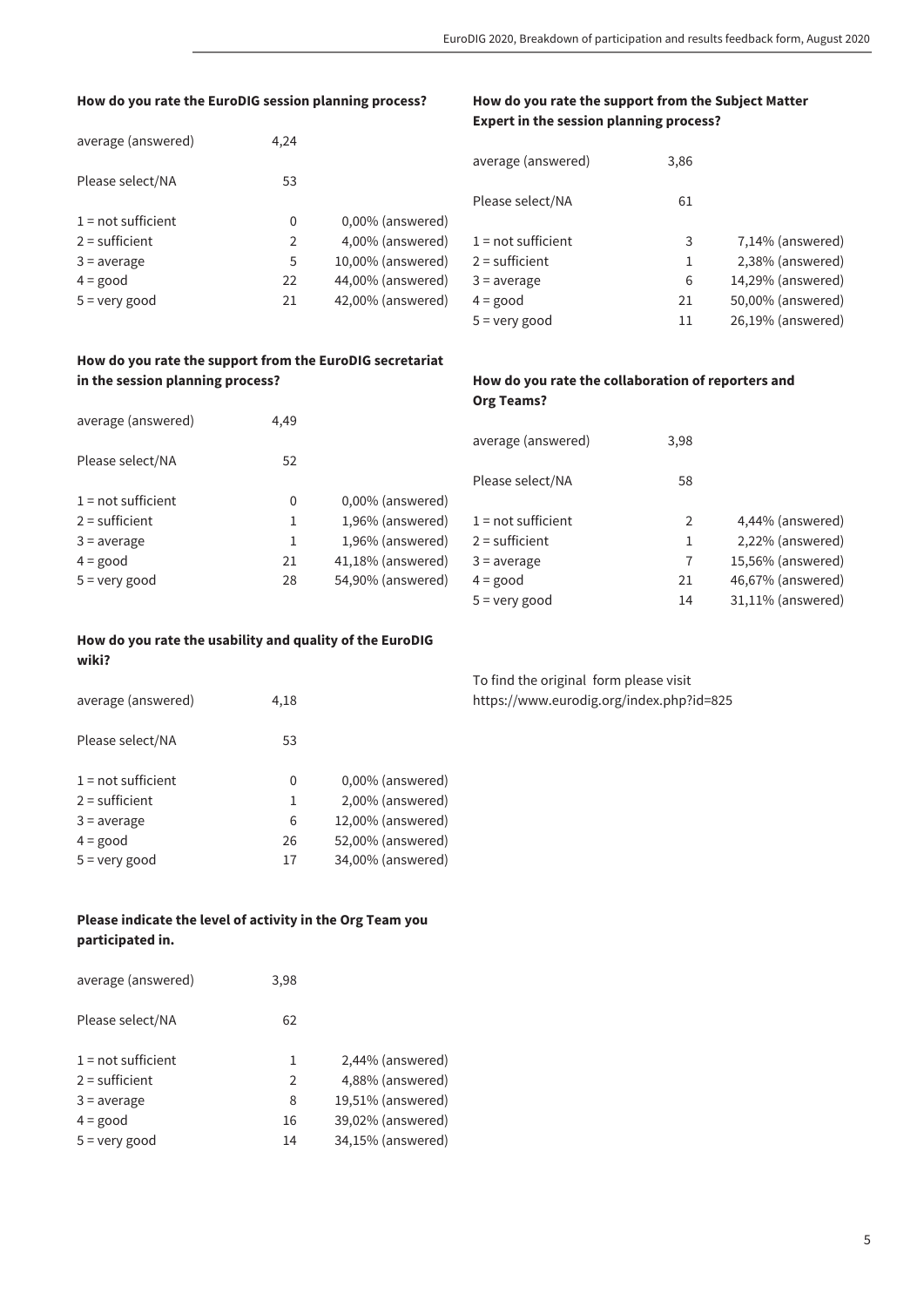**How do you rate the EuroDIG session planning process?**

| | | |
|---|---|---|
| average (answered) | 4,24 | |
| Please select/NA | 53 | |
| 1 = not sufficient | 0 | 0,00% (answered) |
| 2 = sufficient | 2 | 4,00% (answered) |
| 3 = average | 5 | 10,00% (answered) |
| 4 = good | 22 | 44,00% (answered) |
| 5 = very good | 21 | 42,00% (answered) |

**How do you rate the support from the Subject Matter Expert in the session planning process?**

| | | |
|---|---|---|
| average (answered) | 3,86 | |
| Please select/NA | 61 | |
| 1 = not sufficient | 3 | 7,14% (answered) |
| 2 = sufficient | 1 | 2,38% (answered) |
| 3 = average | 6 | 14,29% (answered) |
| 4 = good | 21 | 50,00% (answered) |
| 5 = very good | 11 | 26,19% (answered) |

**How do you rate the support from the EuroDIG secretariat in the session planning process?**

| | | |
|---|---|---|
| average (answered) | 4,49 | |
| Please select/NA | 52 | |
| 1 = not sufficient | 0 | 0,00% (answered) |
| 2 = sufficient | 1 | 1,96% (answered) |
| 3 = average | 1 | 1,96% (answered) |
| 4 = good | 21 | 41,18% (answered) |
| 5 = very good | 28 | 54,90% (answered) |

**How do you rate the collaboration of reporters and Org Teams?**

| | | |
|---|---|---|
| average (answered) | 3,98 | |
| Please select/NA | 58 | |
| 1 = not sufficient | 2 | 4,44% (answered) |
| 2 = sufficient | 1 | 2,22% (answered) |
| 3 = average | 7 | 15,56% (answered) |
| 4 = good | 21 | 46,67% (answered) |
| 5 = very good | 14 | 31,11% (answered) |

**How do you rate the usability and quality of the EuroDIG wiki?**

| | | |
|---|---|---|
| average (answered) | 4,18 | |
| Please select/NA | 53 | |
| 1 = not sufficient | 0 | 0,00% (answered) |
| 2 = sufficient | 1 | 2,00% (answered) |
| 3 = average | 6 | 12,00% (answered) |
| 4 = good | 26 | 52,00% (answered) |
| 5 = very good | 17 | 34,00% (answered) |

**Please indicate the level of activity in the Org Team you participated in.**

| | | |
|---|---|---|
| average (answered) | 3,98 | |
| Please select/NA | 62 | |
| 1 = not sufficient | 1 | 2,44% (answered) |
| 2 = sufficient | 2 | 4,88% (answered) |
| 3 = average | 8 | 19,51% (answered) |
| 4 = good | 16 | 39,02% (answered) |
| 5 = very good | 14 | 34,15% (answered) |

To find the original form please visit https://www.eurodig.org/index.php?id=825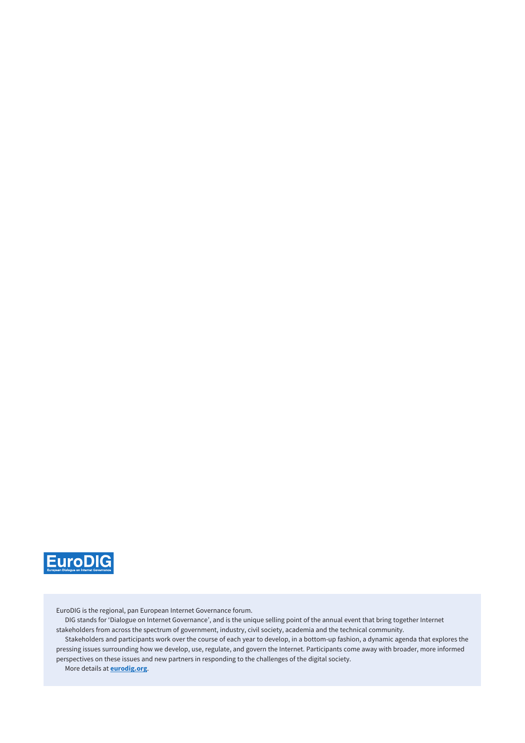EuroDIG

European Dialogue on Internet Governance

EuroDIG is the regional, pan European Internet Governance forum.

DIG stands for 'Dialogue on Internet Governance', and is the unique selling point of the annual event that bring together Internet stakeholders from across the spectrum of government, industry, civil society, academia and the technical community.

Stakeholders and participants work over the course of each year to develop, in a bottom-up fashion, a dynamic agenda that explores the pressing issues surrounding how we develop, use, regulate, and govern the Internet. Participants come away with broader, more informed perspectives on these issues and new partners in responding to the challenges of the digital society.

More details at **eurodig.org**.